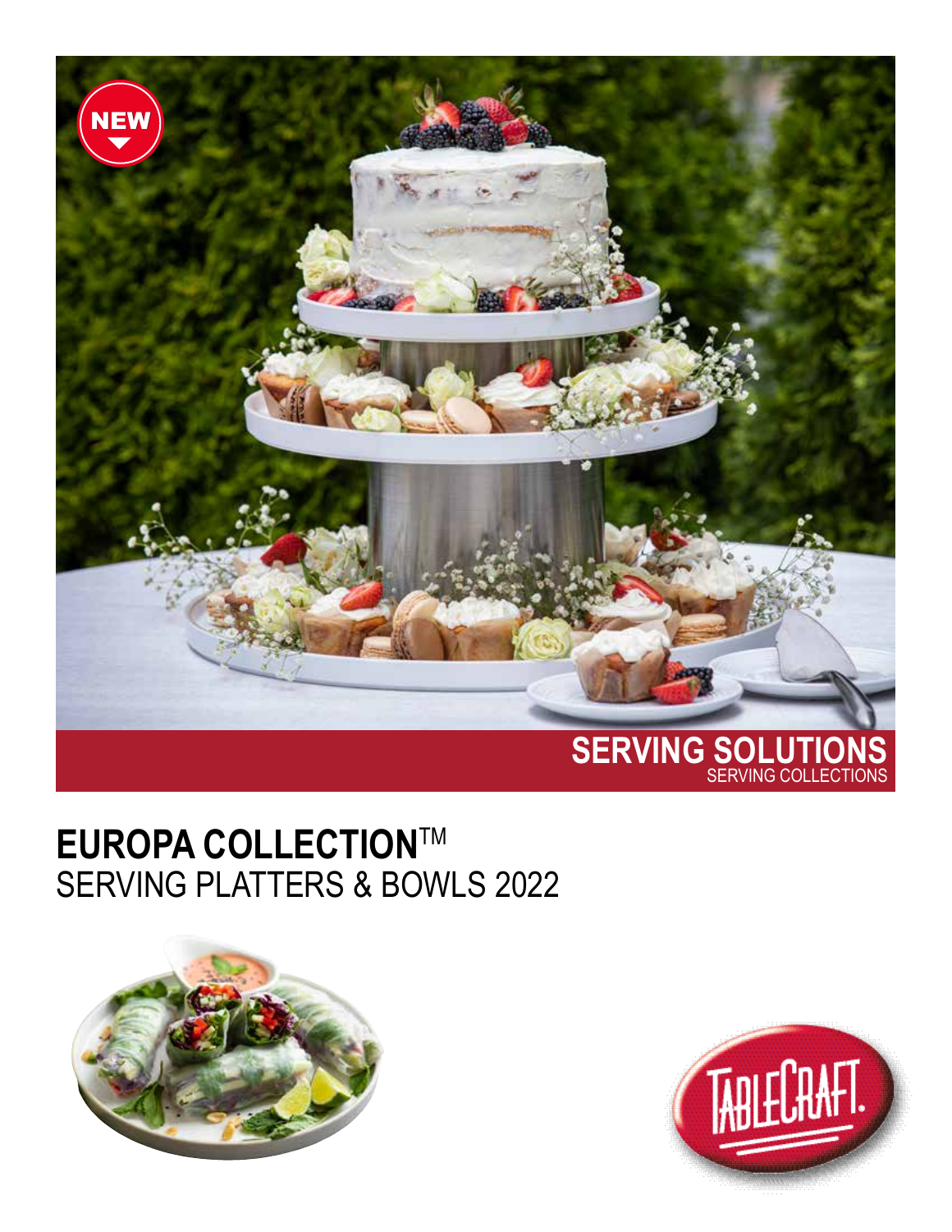NEW

**SERVING SOLUTIONS**
SERVING COLLECTIONS

# EUROPA COLLECTION™
## SERVING PLATTERS & BOWLS 2022

TABLECRAFT.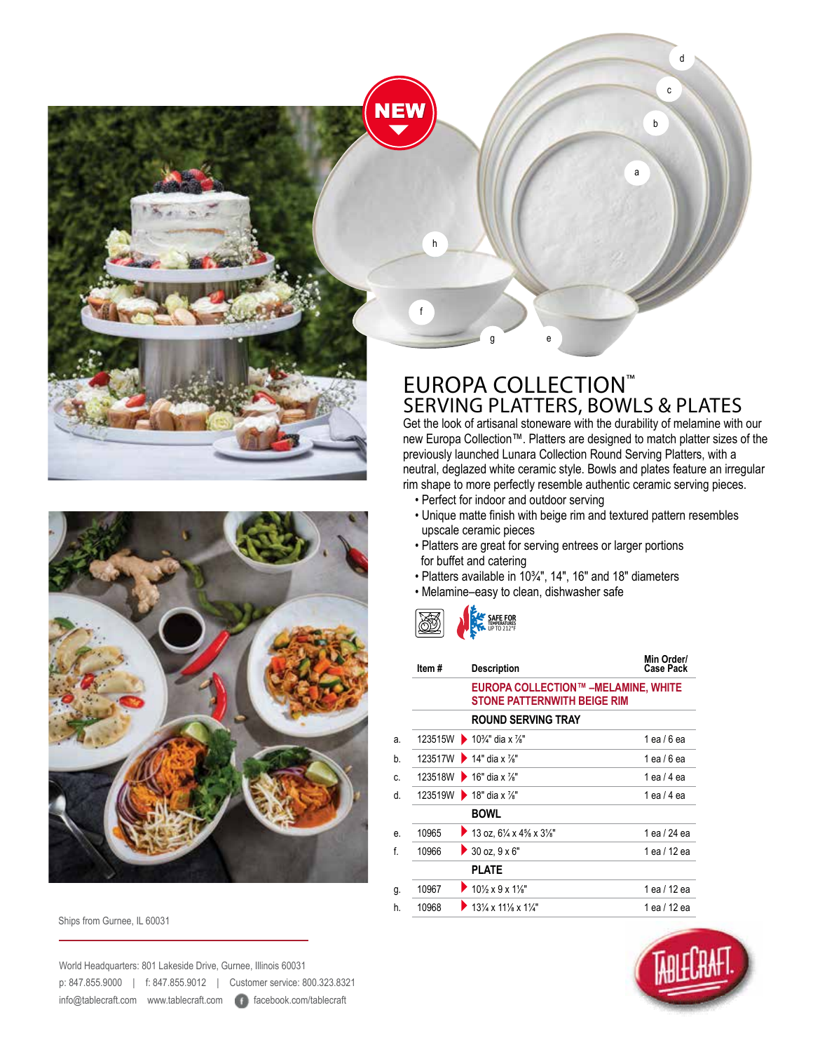NEW

# EUROPA COLLECTION™ SERVING PLATTERS, BOWLS & PLATES

Get the look of artisanal stoneware with the durability of melamine with our new Europa Collection™. Platters are designed to match platter sizes of the previously launched Lunara Collection Round Serving Platters, with a neutral, deglazed white ceramic style. Bowls and plates feature an irregular rim shape to more perfectly resemble authentic ceramic serving pieces.

- Perfect for indoor and outdoor serving
- Unique matte finish with beige rim and textured pattern resembles upscale ceramic pieces
- Platters are great for serving entrees or larger portions for buffet and catering
- Platters available in 10¾", 14", 16" and 18" diameters
- Melamine–easy to clean, dishwasher safe

SAFE FOR TEMPERATURES UP TO 212°F

| | Item # | Description | Min Order/ Case Pack |
|---|---|---|---|
| | | **EUROPA COLLECTION™ –MELAMINE, WHITE STONE PATTERNWITH BEIGE RIM** | |
| | | **ROUND SERVING TRAY** | |
| a. | 123515W | 10¾" dia x ⅞" | 1 ea / 6 ea |
| b. | 123517W | 14" dia x ⅞" | 1 ea / 6 ea |
| c. | 123518W | 16" dia x ⅞" | 1 ea / 4 ea |
| d. | 123519W | 18" dia x ⅞" | 1 ea / 4 ea |
| | | **BOWL** | |
| e. | 10965 | 13 oz, 6¼ x 4⅝ x 3⅛" | 1 ea / 24 ea |
| f. | 10966 | 30 oz, 9 x 6" | 1 ea / 12 ea |
| | | **PLATE** | |
| g. | 10967 | 10½ x 9 x 1⅛" | 1 ea / 12 ea |
| h. | 10968 | 13¼ x 11⅛ x 1¼" | 1 ea / 12 ea |

Ships from Gurnee, IL 60031

World Headquarters: 801 Lakeside Drive, Gurnee, Illinois 60031
p: 847.855.9000 | f: 847.855.9012 | Customer service: 800.323.8321
info@tablecraft.com www.tablecraft.com facebook.com/tablecraft

TABLECRAFT